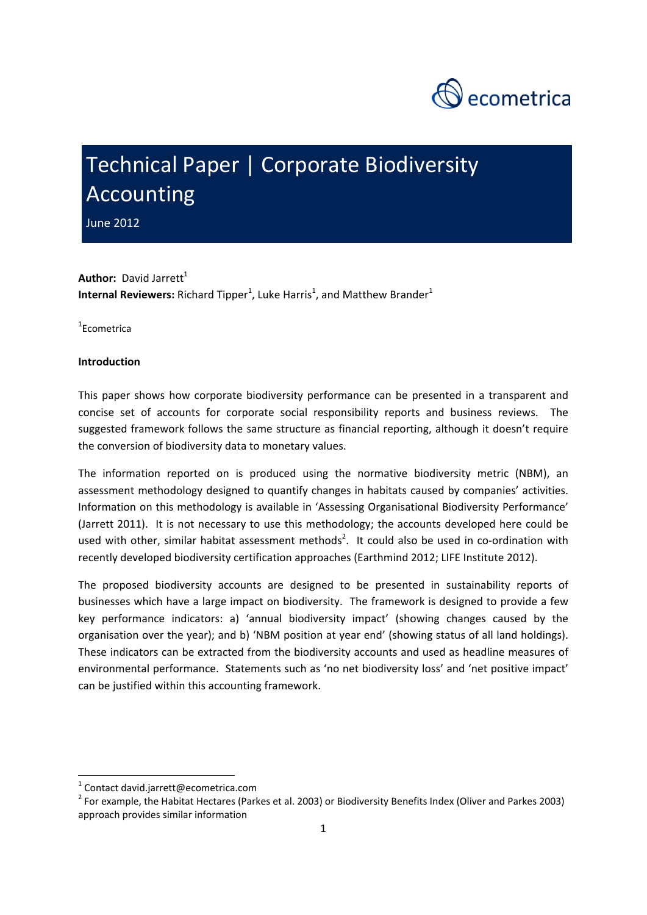ecometrica

# Technical Paper | Corporate Biodiversity Accounting

June 2012

**Author:** David Jarrett[1]
**Internal Reviewers:** Richard Tipper[1], Luke Harris[1], and Matthew Brander[1]

[1]Ecometrica

**Introduction**

This paper shows how corporate biodiversity performance can be presented in a transparent and concise set of accounts for corporate social responsibility reports and business reviews. The suggested framework follows the same structure as financial reporting, although it doesn't require the conversion of biodiversity data to monetary values.

The information reported on is produced using the normative biodiversity metric (NBM), an assessment methodology designed to quantify changes in habitats caused by companies' activities. Information on this methodology is available in 'Assessing Organisational Biodiversity Performance' (Jarrett 2011). It is not necessary to use this methodology; the accounts developed here could be used with other, similar habitat assessment methods[2]. It could also be used in co-ordination with recently developed biodiversity certification approaches (Earthmind 2012; LIFE Institute 2012).

The proposed biodiversity accounts are designed to be presented in sustainability reports of businesses which have a large impact on biodiversity. The framework is designed to provide a few key performance indicators: a) 'annual biodiversity impact' (showing changes caused by the organisation over the year); and b) 'NBM position at year end' (showing status of all land holdings). These indicators can be extracted from the biodiversity accounts and used as headline measures of environmental performance. Statements such as 'no net biodiversity loss' and 'net positive impact' can be justified within this accounting framework.

---

[1] Contact david.jarrett@ecometrica.com
[2] For example, the Habitat Hectares (Parkes et al. 2003) or Biodiversity Benefits Index (Oliver and Parkes 2003) approach provides similar information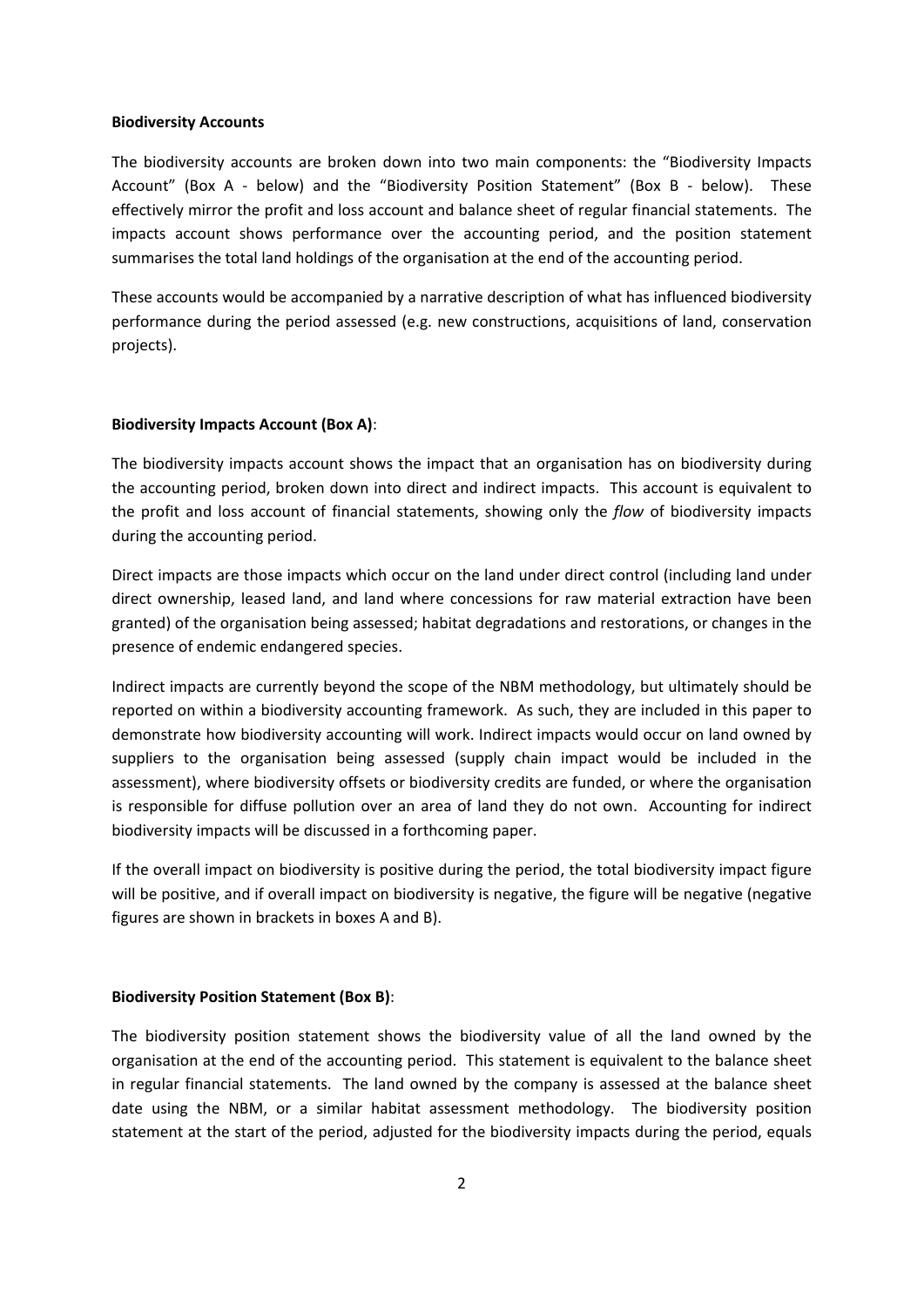**Biodiversity Accounts**

The biodiversity accounts are broken down into two main components: the "Biodiversity Impacts Account" (Box A - below) and the "Biodiversity Position Statement" (Box B - below). These effectively mirror the profit and loss account and balance sheet of regular financial statements. The impacts account shows performance over the accounting period, and the position statement summarises the total land holdings of the organisation at the end of the accounting period.

These accounts would be accompanied by a narrative description of what has influenced biodiversity performance during the period assessed (e.g. new constructions, acquisitions of land, conservation projects).

**Biodiversity Impacts Account (Box A)**:

The biodiversity impacts account shows the impact that an organisation has on biodiversity during the accounting period, broken down into direct and indirect impacts. This account is equivalent to the profit and loss account of financial statements, showing only the *flow* of biodiversity impacts during the accounting period.

Direct impacts are those impacts which occur on the land under direct control (including land under direct ownership, leased land, and land where concessions for raw material extraction have been granted) of the organisation being assessed; habitat degradations and restorations, or changes in the presence of endemic endangered species.

Indirect impacts are currently beyond the scope of the NBM methodology, but ultimately should be reported on within a biodiversity accounting framework. As such, they are included in this paper to demonstrate how biodiversity accounting will work. Indirect impacts would occur on land owned by suppliers to the organisation being assessed (supply chain impact would be included in the assessment), where biodiversity offsets or biodiversity credits are funded, or where the organisation is responsible for diffuse pollution over an area of land they do not own. Accounting for indirect biodiversity impacts will be discussed in a forthcoming paper.

If the overall impact on biodiversity is positive during the period, the total biodiversity impact figure will be positive, and if overall impact on biodiversity is negative, the figure will be negative (negative figures are shown in brackets in boxes A and B).

**Biodiversity Position Statement (Box B)**:

The biodiversity position statement shows the biodiversity value of all the land owned by the organisation at the end of the accounting period. This statement is equivalent to the balance sheet in regular financial statements. The land owned by the company is assessed at the balance sheet date using the NBM, or a similar habitat assessment methodology. The biodiversity position statement at the start of the period, adjusted for the biodiversity impacts during the period, equals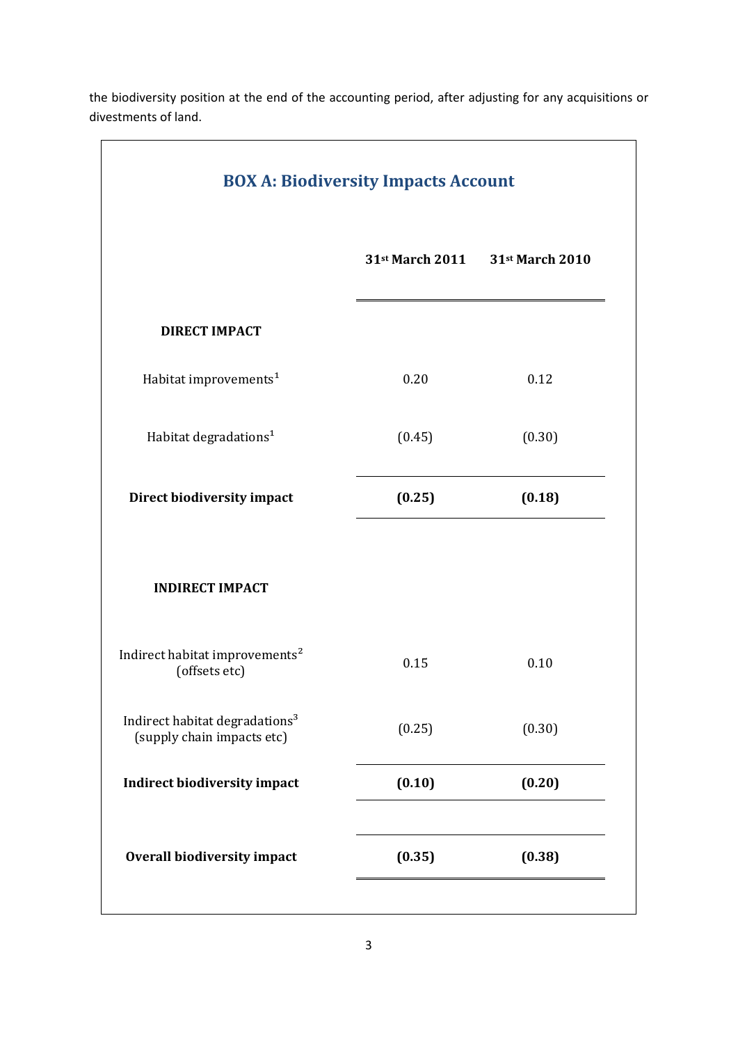the biodiversity position at the end of the accounting period, after adjusting for any acquisitions or divestments of land.

## BOX A: Biodiversity Impacts Account

| | 31st March 2011 | 31st March 2010 |
|---|---|---|
| **DIRECT IMPACT** | | |
| Habitat improvements[1] | 0.20 | 0.12 |
| Habitat degradations[1] | (0.45) | (0.30) |
| **Direct biodiversity impact** | **(0.25)** | **(0.18)** |
| **INDIRECT IMPACT** | | |
| Indirect habitat improvements[2] (offsets etc) | 0.15 | 0.10 |
| Indirect habitat degradations[3] (supply chain impacts etc) | (0.25) | (0.30) |
| **Indirect biodiversity impact** | **(0.10)** | **(0.20)** |
| **Overall biodiversity impact** | **(0.35)** | **(0.38)** |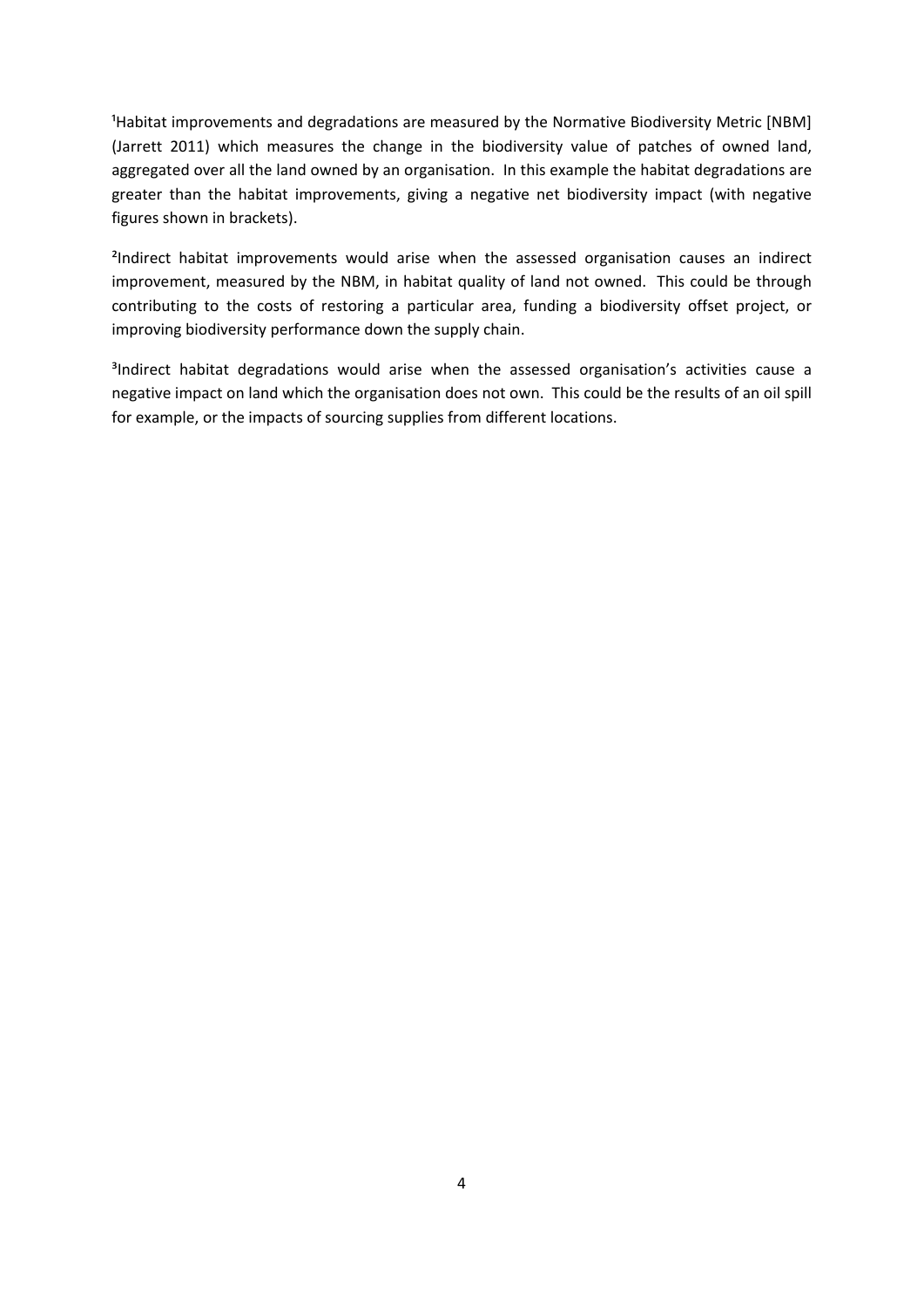[1]Habitat improvements and degradations are measured by the Normative Biodiversity Metric [NBM] (Jarrett 2011) which measures the change in the biodiversity value of patches of owned land, aggregated over all the land owned by an organisation. In this example the habitat degradations are greater than the habitat improvements, giving a negative net biodiversity impact (with negative figures shown in brackets).

[2]Indirect habitat improvements would arise when the assessed organisation causes an indirect improvement, measured by the NBM, in habitat quality of land not owned. This could be through contributing to the costs of restoring a particular area, funding a biodiversity offset project, or improving biodiversity performance down the supply chain.

[3]Indirect habitat degradations would arise when the assessed organisation's activities cause a negative impact on land which the organisation does not own. This could be the results of an oil spill for example, or the impacts of sourcing supplies from different locations.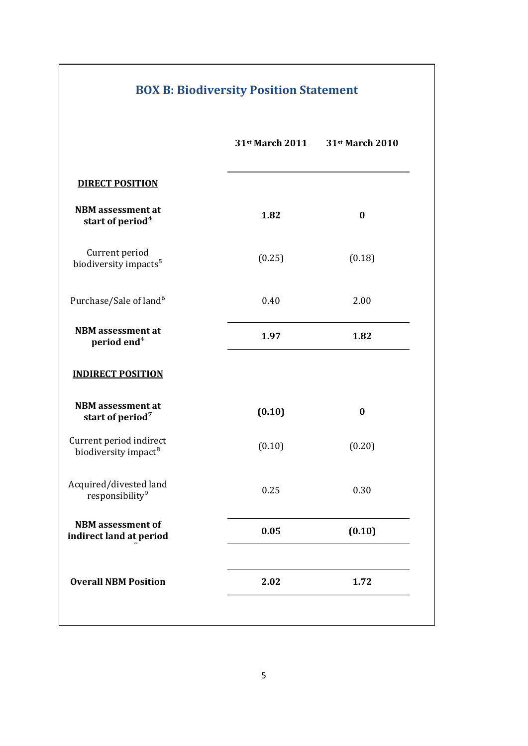## BOX B: Biodiversity Position Statement

| | 31st March 2011 | 31st March 2010 |
|---|---|---|
| **DIRECT POSITION** | | |
| **NBM assessment at start of period[4]** | **1.82** | **0** |
| Current period biodiversity impacts[5] | (0.25) | (0.18) |
| Purchase/Sale of land[6] | 0.40 | 2.00 |
| **NBM assessment at period end[4]** | **1.97** | **1.82** |
| **INDIRECT POSITION** | | |
| **NBM assessment at start of period[7]** | **(0.10)** | **0** |
| Current period indirect biodiversity impact[8] | (0.10) | (0.20) |
| Acquired/divested land responsibility[9] | 0.25 | 0.30 |
| **NBM assessment of indirect land at period** | **0.05** | **(0.10)** |
| **Overall NBM Position** | **2.02** | **1.72** |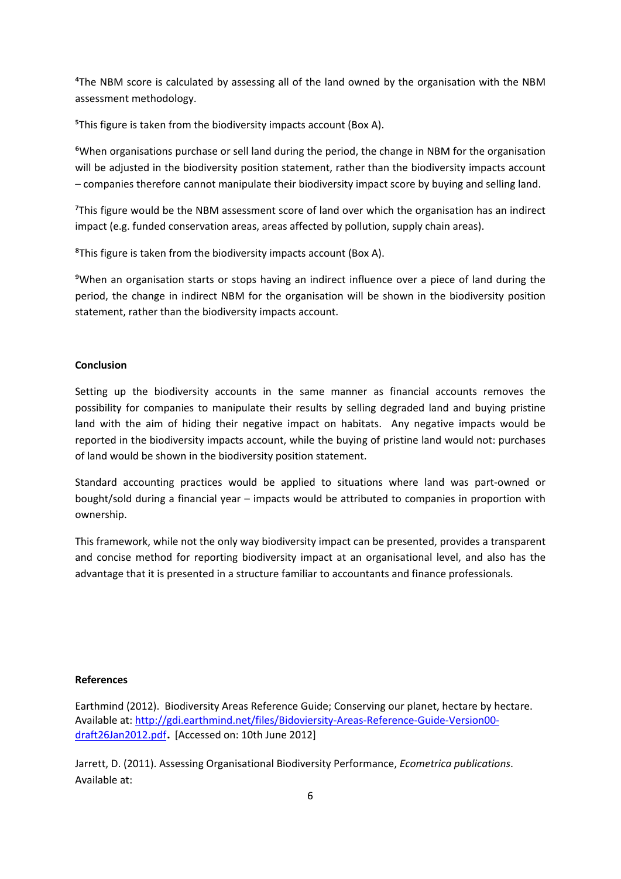[4]The NBM score is calculated by assessing all of the land owned by the organisation with the NBM assessment methodology.

[5]This figure is taken from the biodiversity impacts account (Box A).

[6]When organisations purchase or sell land during the period, the change in NBM for the organisation will be adjusted in the biodiversity position statement, rather than the biodiversity impacts account – companies therefore cannot manipulate their biodiversity impact score by buying and selling land.

[7]This figure would be the NBM assessment score of land over which the organisation has an indirect impact (e.g. funded conservation areas, areas affected by pollution, supply chain areas).

[8]This figure is taken from the biodiversity impacts account (Box A).

[9]When an organisation starts or stops having an indirect influence over a piece of land during the period, the change in indirect NBM for the organisation will be shown in the biodiversity position statement, rather than the biodiversity impacts account.

**Conclusion**

Setting up the biodiversity accounts in the same manner as financial accounts removes the possibility for companies to manipulate their results by selling degraded land and buying pristine land with the aim of hiding their negative impact on habitats. Any negative impacts would be reported in the biodiversity impacts account, while the buying of pristine land would not: purchases of land would be shown in the biodiversity position statement.

Standard accounting practices would be applied to situations where land was part-owned or bought/sold during a financial year – impacts would be attributed to companies in proportion with ownership.

This framework, while not the only way biodiversity impact can be presented, provides a transparent and concise method for reporting biodiversity impact at an organisational level, and also has the advantage that it is presented in a structure familiar to accountants and finance professionals.

**References**

Earthmind (2012). Biodiversity Areas Reference Guide; Conserving our planet, hectare by hectare. Available at: http://gdi.earthmind.net/files/Bidoviersity-Areas-Reference-Guide-Version00-draft26Jan2012.pdf. [Accessed on: 10th June 2012]

Jarrett, D. (2011). Assessing Organisational Biodiversity Performance, *Ecometrica publications*. Available at: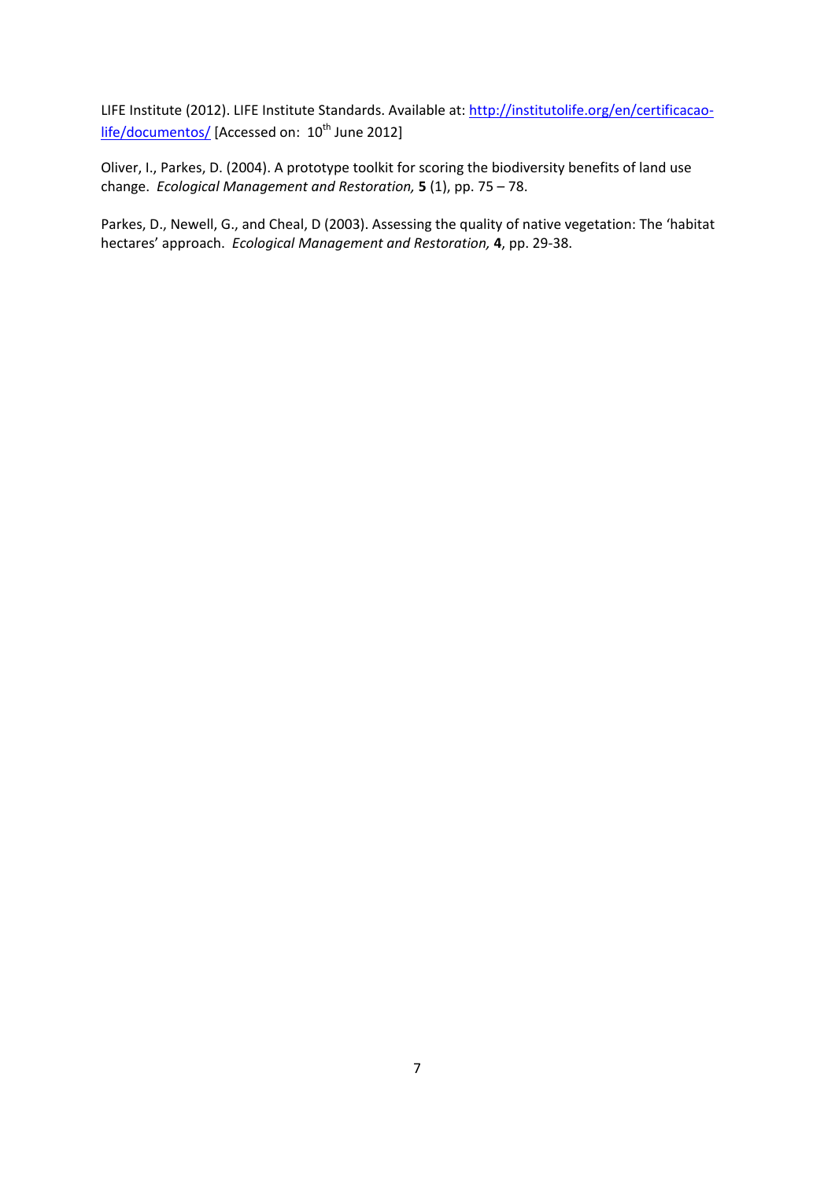LIFE Institute (2012). LIFE Institute Standards. Available at: [http://institutolife.org/en/certificacao-life/documentos/](http://institutolife.org/en/certificacao-life/documentos/) [Accessed on: 10th June 2012]

Oliver, I., Parkes, D. (2004). A prototype toolkit for scoring the biodiversity benefits of land use change. *Ecological Management and Restoration,* **5** (1), pp. 75 – 78.

Parkes, D., Newell, G., and Cheal, D (2003). Assessing the quality of native vegetation: The 'habitat hectares' approach. *Ecological Management and Restoration,* **4**, pp. 29-38.